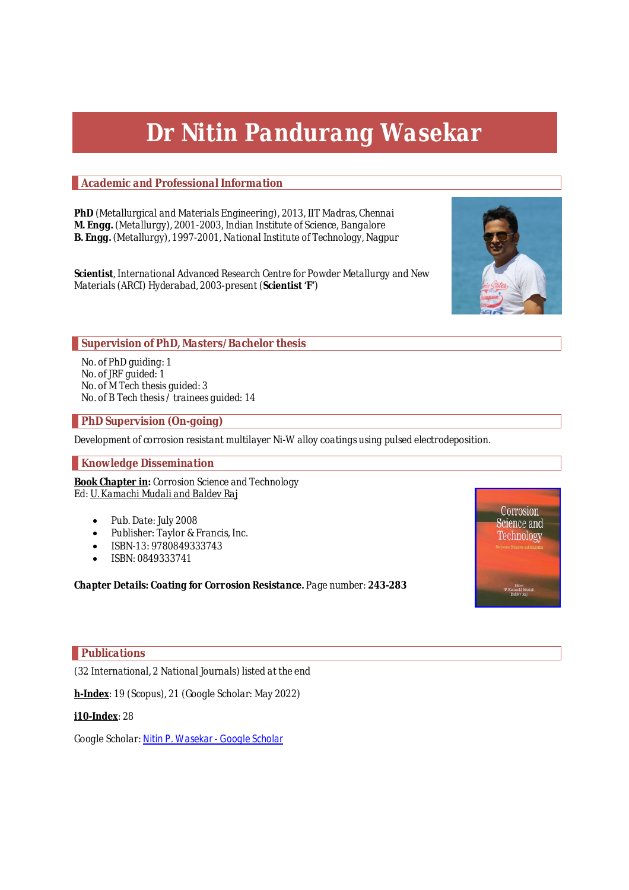# Dr Nitin Pandurang Wasekar

## Academic and Professional Information

**PhD** (Metallurgical and Materials Engineering), 2013, IIT Madras, Chennai
**M. Engg.** (Metallurgy), 2001-2003, Indian Institute of Science, Bangalore
**B. Engg.** (Metallurgy), 1997-2001, National Institute of Technology, Nagpur

**Scientist**, International Advanced Research Centre for Powder Metallurgy and New Materials (ARCI) Hyderabad, 2003-present (**Scientist 'F'**)

## Supervision of PhD, Masters/Bachelor thesis

No. of PhD guiding: 1
No. of JRF guided: 1
No. of M Tech thesis guided: 3
No. of B Tech thesis / trainees guided: 14

## PhD Supervision (On-going)

Development of corrosion resistant multilayer Ni-W alloy coatings using pulsed electrodeposition.

## Knowledge Dissemination

**Book Chapter in:** Corrosion Science and Technology
Ed: U. Kamachi Mudali and Baldev Raj

- Pub. Date: July 2008
- Publisher: Taylor & Francis, Inc.
- ISBN-13: 9780849333743
- ISBN: 0849333741

**Chapter Details: Coating for Corrosion Resistance.** Page number: **243-283**

## Publications

(32 International, 2 National Journals) listed at the end

**h-Index**: 19 (Scopus), 21 (Google Scholar: May 2022)

**i10-Index**: 28

Google Scholar: Nitin P. Wasekar - Google Scholar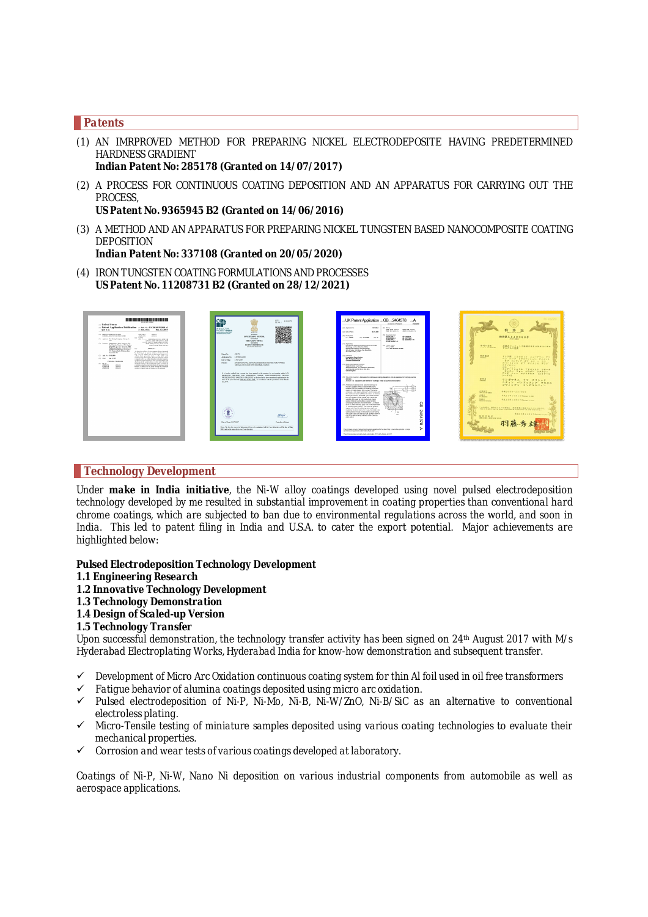## Patents

(1) AN IMRPROVED METHOD FOR PREPARING NICKEL ELECTRODEPOSITE HAVING PREDETERMINED HARDNESS GRADIENT
**Indian Patent No: 285178 (Granted on 14/07/2017)**

(2) A PROCESS FOR CONTINUOUS COATING DEPOSITION AND AN APPARATUS FOR CARRYING OUT THE PROCESS,
**US Patent No. 9365945 B2 (Granted on 14/06/2016)**

(3) A METHOD AND AN APPARATUS FOR PREPARING NICKEL TUNGSTEN BASED NANOCOMPOSITE COATING DEPOSITION
**Indian Patent No: 337108 (Granted on 20/05/2020)**

(4) IRON TUNGSTEN COATING FORMULATIONS AND PROCESSES
**US Patent No. 11208731 B2 (Granted on 28/12/2021)**

## Technology Development

Under **make in India initiative**, the Ni-W alloy coatings developed using novel pulsed electrodeposition technology developed by me resulted in substantial improvement in coating properties than conventional hard chrome coatings, which are subjected to ban due to environmental regulations across the world, and soon in India. This led to patent filing in India and U.S.A. to cater the export potential. Major achievements are highlighted below:

**Pulsed Electrodeposition Technology Development**
**1.1 Engineering Research**
**1.2 Innovative Technology Development**
**1.3 Technology Demonstration**
**1.4 Design of Scaled-up Version**
**1.5 Technology Transfer**

Upon successful demonstration, the technology transfer activity has been signed on 24th August 2017 with M/s Hyderabad Electroplating Works, Hyderabad India for know-how demonstration and subsequent transfer.

- ✓ Development of Micro Arc Oxidation continuous coating system for thin Al foil used in oil free transformers
- ✓ Fatigue behavior of alumina coatings deposited using micro arc oxidation.
- ✓ Pulsed electrodeposition of Ni-P, Ni-Mo, Ni-B, Ni-W/ZnO, Ni-B/SiC as an alternative to conventional electroless plating.
- ✓ Micro-Tensile testing of miniature samples deposited using various coating technologies to evaluate their mechanical properties.
- ✓ Corrosion and wear tests of various coatings developed at laboratory.

Coatings of Ni-P, Ni-W, Nano Ni deposition on various industrial components from automobile as well as aerospace applications.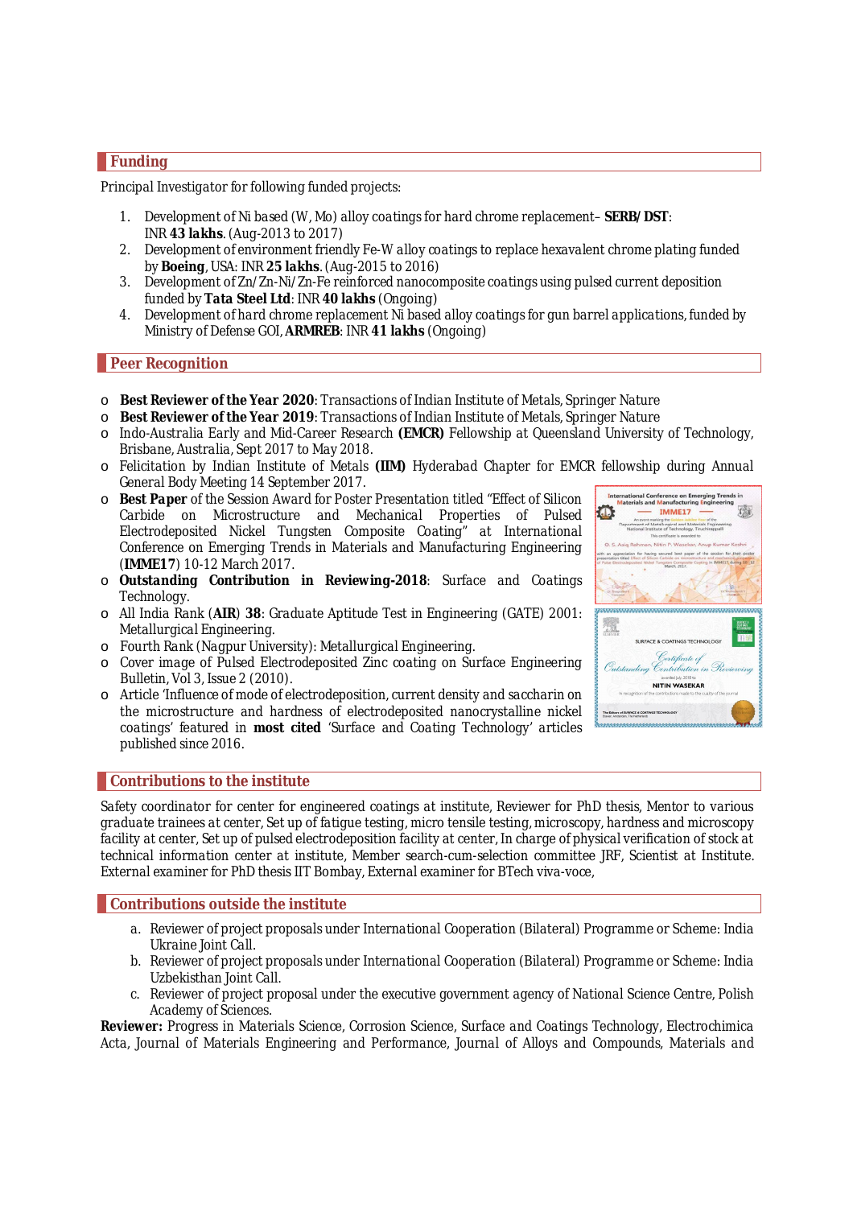## Funding

Principal Investigator for following funded projects:

1. Development of Ni based (W, Mo) alloy coatings for hard chrome replacement– **SERB/DST**: INR **43 lakhs**. (Aug-2013 to 2017)
2. Development of environment friendly Fe-W alloy coatings to replace hexavalent chrome plating funded by **Boeing**, USA: INR **25 lakhs**. (Aug-2015 to 2016)
3. Development of Zn/Zn-Ni/Zn-Fe reinforced nanocomposite coatings using pulsed current deposition funded by **Tata Steel Ltd**: INR **40 lakhs** (Ongoing)
4. Development of hard chrome replacement Ni based alloy coatings for gun barrel applications, funded by Ministry of Defense GOI, **ARMREB**: INR **41 lakhs** (Ongoing)

## Peer Recognition

- **Best Reviewer of the Year 2020**: Transactions of Indian Institute of Metals, Springer Nature
- **Best Reviewer of the Year 2019**: Transactions of Indian Institute of Metals, Springer Nature
- Indo-Australia Early and Mid-Career Research **(EMCR)** Fellowship at Queensland University of Technology, Brisbane, Australia, Sept 2017 to May 2018.
- Felicitation by Indian Institute of Metals **(IIM)** Hyderabad Chapter for EMCR fellowship during Annual General Body Meeting 14 September 2017.
- **Best Paper** of the Session Award for Poster Presentation titled "Effect of Silicon Carbide on Microstructure and Mechanical Properties of Pulsed Electrodeposited Nickel Tungsten Composite Coating" at International Conference on Emerging Trends in Materials and Manufacturing Engineering (**IMME17**) 10-12 March 2017.
- **Outstanding Contribution in Reviewing-2018**: Surface and Coatings Technology.
- All India Rank (**AIR**) **38**: Graduate Aptitude Test in Engineering (GATE) 2001: Metallurgical Engineering.
- Fourth Rank (Nagpur University): Metallurgical Engineering.
- Cover image of Pulsed Electrodeposited Zinc coating on Surface Engineering Bulletin, Vol 3, Issue 2 (2010).
- Article 'Influence of mode of electrodeposition, current density and saccharin on the microstructure and hardness of electrodeposited nanocrystalline nickel coatings' featured in **most cited** 'Surface and Coating Technology' articles published since 2016.

## Contributions to the institute

Safety coordinator for center for engineered coatings at institute, Reviewer for PhD thesis, Mentor to various graduate trainees at center, Set up of fatigue testing, micro tensile testing, microscopy, hardness and microscopy facility at center, Set up of pulsed electrodeposition facility at center, In charge of physical verification of stock at technical information center at institute, Member search-cum-selection committee JRF, Scientist at Institute. External examiner for PhD thesis IIT Bombay, External examiner for BTech viva-voce,

## Contributions outside the institute

a. Reviewer of project proposals under International Cooperation (Bilateral) Programme or Scheme: India Ukraine Joint Call.
b. Reviewer of project proposals under International Cooperation (Bilateral) Programme or Scheme: India Uzbekisthan Joint Call.
c. Reviewer of project proposal under the executive government agency of National Science Centre, Polish Academy of Sciences.

**Reviewer:** Progress in Materials Science, Corrosion Science, Surface and Coatings Technology, Electrochimica Acta, Journal of Materials Engineering and Performance, Journal of Alloys and Compounds, Materials and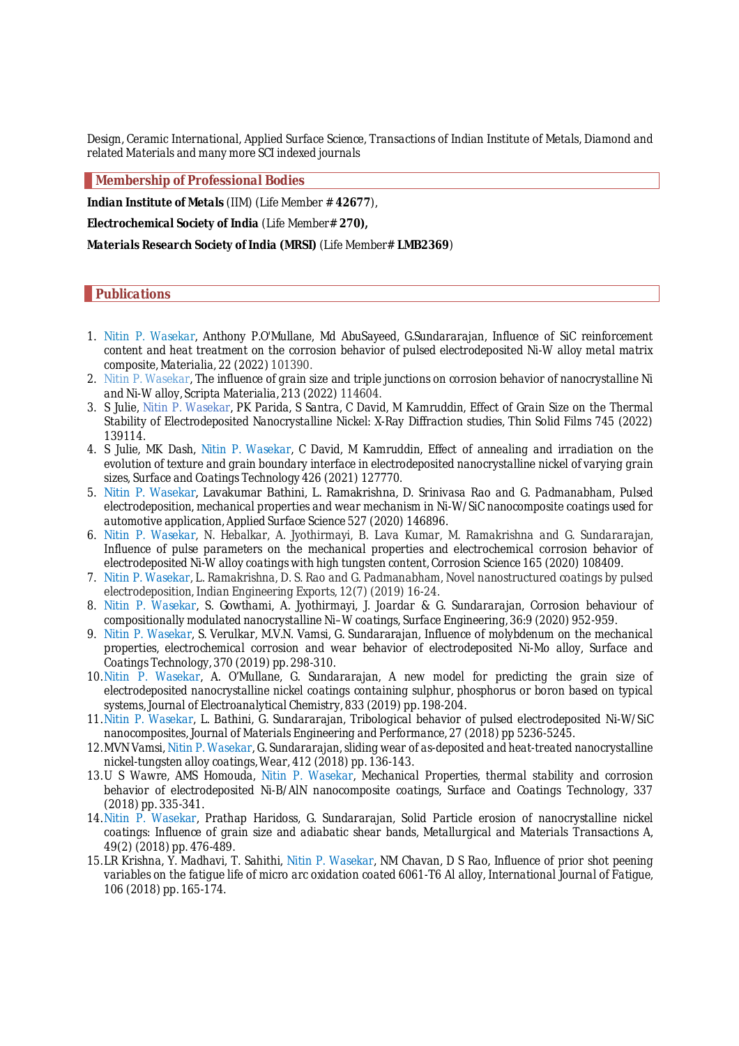Design, Ceramic International, Applied Surface Science, Transactions of Indian Institute of Metals, Diamond and related Materials and many more SCI indexed journals

## Membership of Professional Bodies

**Indian Institute of Metals** (IIM) (Life Member # **42677**),

**Electrochemical Society of India** (Life Member**# 270),**

**Materials Research Society of India (MRSI)** (Life Member# **LMB2369**)

## Publications

1. Nitin P. Wasekar, Anthony P.O'Mullane, Md AbuSayeed, G.Sundararajan, Influence of SiC reinforcement content and heat treatment on the corrosion behavior of pulsed electrodeposited Ni-W alloy metal matrix composite, Materialia, 22 (2022) 101390.
2. Nitin P. Wasekar, The influence of grain size and triple junctions on corrosion behavior of nanocrystalline Ni and Ni-W alloy, Scripta Materialia, 213 (2022) 114604.
3. S Julie, Nitin P. Wasekar, PK Parida, S Santra, C David, M Kamruddin, Effect of Grain Size on the Thermal Stability of Electrodeposited Nanocrystalline Nickel: X-Ray Diffraction studies, Thin Solid Films 745 (2022) 139114.
4. S Julie, MK Dash, Nitin P. Wasekar, C David, M Kamruddin, Effect of annealing and irradiation on the evolution of texture and grain boundary interface in electrodeposited nanocrystalline nickel of varying grain sizes, Surface and Coatings Technology 426 (2021) 127770.
5. Nitin P. Wasekar, Lavakumar Bathini, L. Ramakrishna, D. Srinivasa Rao and G. Padmanabham, Pulsed electrodeposition, mechanical properties and wear mechanism in Ni-W/SiC nanocomposite coatings used for automotive application, Applied Surface Science 527 (2020) 146896.
6. Nitin P. Wasekar, N. Hebalkar, A. Jyothirmayi, B. Lava Kumar, M. Ramakrishna and G. Sundararajan, Influence of pulse parameters on the mechanical properties and electrochemical corrosion behavior of electrodeposited Ni-W alloy coatings with high tungsten content, Corrosion Science 165 (2020) 108409.
7. Nitin P. Wasekar, L. Ramakrishna, D. S. Rao and G. Padmanabham, Novel nanostructured coatings by pulsed electrodeposition, Indian Engineering Exports, 12(7) (2019) 16-24.
8. Nitin P. Wasekar, S. Gowthami, A. Jyothirmayi, J. Joardar & G. Sundararajan, Corrosion behaviour of compositionally modulated nanocrystalline Ni–W coatings, Surface Engineering, 36:9 (2020) 952-959.
9. Nitin P. Wasekar, S. Verulkar, M.V.N. Vamsi, G. Sundararajan, Influence of molybdenum on the mechanical properties, electrochemical corrosion and wear behavior of electrodeposited Ni-Mo alloy, Surface and Coatings Technology, 370 (2019) pp. 298-310.
10. Nitin P. Wasekar, A. O'Mullane, G. Sundararajan, A new model for predicting the grain size of electrodeposited nanocrystalline nickel coatings containing sulphur, phosphorus or boron based on typical systems, Journal of Electroanalytical Chemistry, 833 (2019) pp. 198-204.
11. Nitin P. Wasekar, L. Bathini, G. Sundararajan, Tribological behavior of pulsed electrodeposited Ni-W/SiC nanocomposites, Journal of Materials Engineering and Performance, 27 (2018) pp 5236-5245.
12. MVN Vamsi, Nitin P. Wasekar, G. Sundararajan, sliding wear of as-deposited and heat-treated nanocrystalline nickel-tungsten alloy coatings, Wear, 412 (2018) pp. 136-143.
13. U S Wawre, AMS Homouda, Nitin P. Wasekar, Mechanical Properties, thermal stability and corrosion behavior of electrodeposited Ni-B/AlN nanocomposite coatings, Surface and Coatings Technology, 337 (2018) pp. 335-341.
14. Nitin P. Wasekar, Prathap Haridoss, G. Sundararajan, Solid Particle erosion of nanocrystalline nickel coatings: Influence of grain size and adiabatic shear bands, Metallurgical and Materials Transactions A, 49(2) (2018) pp. 476-489.
15. LR Krishna, Y. Madhavi, T. Sahithi, Nitin P. Wasekar, NM Chavan, D S Rao, Influence of prior shot peening variables on the fatigue life of micro arc oxidation coated 6061-T6 Al alloy, International Journal of Fatigue, 106 (2018) pp. 165-174.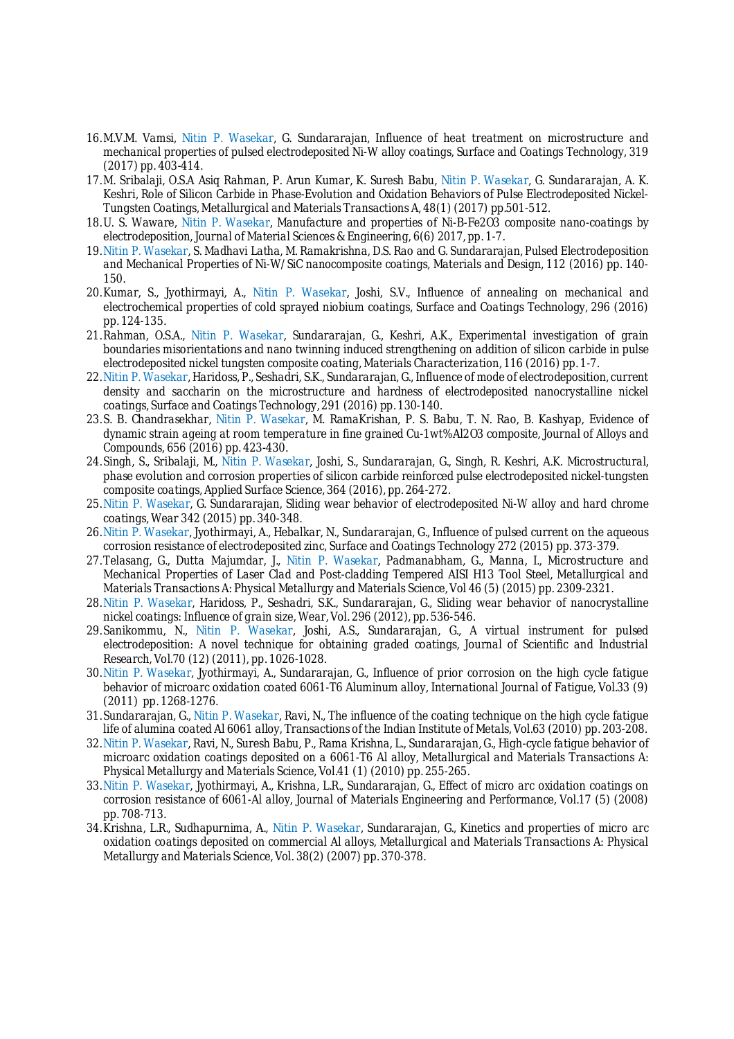16. M.V.M. Vamsi, Nitin P. Wasekar, G. Sundararajan, Influence of heat treatment on microstructure and mechanical properties of pulsed electrodeposited Ni-W alloy coatings, Surface and Coatings Technology, 319 (2017) pp. 403-414.
17. M. Sribalaji, O.S.A Asiq Rahman, P. Arun Kumar, K. Suresh Babu, Nitin P. Wasekar, G. Sundararajan, A. K. Keshri, Role of Silicon Carbide in Phase-Evolution and Oxidation Behaviors of Pulse Electrodeposited Nickel-Tungsten Coatings, Metallurgical and Materials Transactions A, 48(1) (2017) pp.501-512.
18. U. S. Waware, Nitin P. Wasekar, Manufacture and properties of Ni-B-Fe2O3 composite nano-coatings by electrodeposition, Journal of Material Sciences & Engineering, 6(6) 2017, pp. 1-7.
19. Nitin P. Wasekar, S. Madhavi Latha, M. Ramakrishna, D.S. Rao and G. Sundararajan, Pulsed Electrodeposition and Mechanical Properties of Ni-W/SiC nanocomposite coatings, Materials and Design, 112 (2016) pp. 140-150.
20. Kumar, S., Jyothirmayi, A., Nitin P. Wasekar, Joshi, S.V., Influence of annealing on mechanical and electrochemical properties of cold sprayed niobium coatings, Surface and Coatings Technology, 296 (2016) pp. 124-135.
21. Rahman, O.S.A., Nitin P. Wasekar, Sundararajan, G., Keshri, A.K., Experimental investigation of grain boundaries misorientations and nano twinning induced strengthening on addition of silicon carbide in pulse electrodeposited nickel tungsten composite coating, Materials Characterization, 116 (2016) pp. 1-7.
22. Nitin P. Wasekar, Haridoss, P., Seshadri, S.K., Sundararajan, G., Influence of mode of electrodeposition, current density and saccharin on the microstructure and hardness of electrodeposited nanocrystalline nickel coatings, Surface and Coatings Technology, 291 (2016) pp. 130-140.
23. S. B. Chandrasekhar, Nitin P. Wasekar, M. RamaKrishan, P. S. Babu, T. N. Rao, B. Kashyap, Evidence of dynamic strain ageing at room temperature in fine grained Cu-1wt%Al2O3 composite, Journal of Alloys and Compounds, 656 (2016) pp. 423-430.
24. Singh, S., Sribalaji, M., Nitin P. Wasekar, Joshi, S., Sundararajan, G., Singh, R. Keshri, A.K. Microstructural, phase evolution and corrosion properties of silicon carbide reinforced pulse electrodeposited nickel-tungsten composite coatings, Applied Surface Science, 364 (2016), pp. 264-272.
25. Nitin P. Wasekar, G. Sundararajan, Sliding wear behavior of electrodeposited Ni-W alloy and hard chrome coatings, Wear 342 (2015) pp. 340-348.
26. Nitin P. Wasekar, Jyothirmayi, A., Hebalkar, N., Sundararajan, G., Influence of pulsed current on the aqueous corrosion resistance of electrodeposited zinc, Surface and Coatings Technology 272 (2015) pp. 373-379.
27. Telasang, G., Dutta Majumdar, J., Nitin P. Wasekar, Padmanabham, G., Manna, I., Microstructure and Mechanical Properties of Laser Clad and Post-cladding Tempered AISI H13 Tool Steel, Metallurgical and Materials Transactions A: Physical Metallurgy and Materials Science, Vol 46 (5) (2015) pp. 2309-2321.
28. Nitin P. Wasekar, Haridoss, P., Seshadri, S.K., Sundararajan, G., Sliding wear behavior of nanocrystalline nickel coatings: Influence of grain size, Wear, Vol. 296 (2012), pp. 536-546.
29. Sanikommu, N., Nitin P. Wasekar, Joshi, A.S., Sundararajan, G., A virtual instrument for pulsed electrodeposition: A novel technique for obtaining graded coatings, Journal of Scientific and Industrial Research, Vol.70 (12) (2011), pp. 1026-1028.
30. Nitin P. Wasekar, Jyothirmayi, A., Sundararajan, G., Influence of prior corrosion on the high cycle fatigue behavior of microarc oxidation coated 6061-T6 Aluminum alloy, International Journal of Fatigue, Vol.33 (9) (2011) pp. 1268-1276.
31. Sundararajan, G., Nitin P. Wasekar, Ravi, N., The influence of the coating technique on the high cycle fatigue life of alumina coated Al 6061 alloy, Transactions of the Indian Institute of Metals, Vol.63 (2010) pp. 203-208.
32. Nitin P. Wasekar, Ravi, N., Suresh Babu, P., Rama Krishna, L., Sundararajan, G., High-cycle fatigue behavior of microarc oxidation coatings deposited on a 6061-T6 Al alloy, Metallurgical and Materials Transactions A: Physical Metallurgy and Materials Science, Vol.41 (1) (2010) pp. 255-265.
33. Nitin P. Wasekar, Jyothirmayi, A., Krishna, L.R., Sundararajan, G., Effect of micro arc oxidation coatings on corrosion resistance of 6061-Al alloy, Journal of Materials Engineering and Performance, Vol.17 (5) (2008) pp. 708-713.
34. Krishna, L.R., Sudhapurnima, A., Nitin P. Wasekar, Sundararajan, G., Kinetics and properties of micro arc oxidation coatings deposited on commercial Al alloys, Metallurgical and Materials Transactions A: Physical Metallurgy and Materials Science, Vol. 38(2) (2007) pp. 370-378.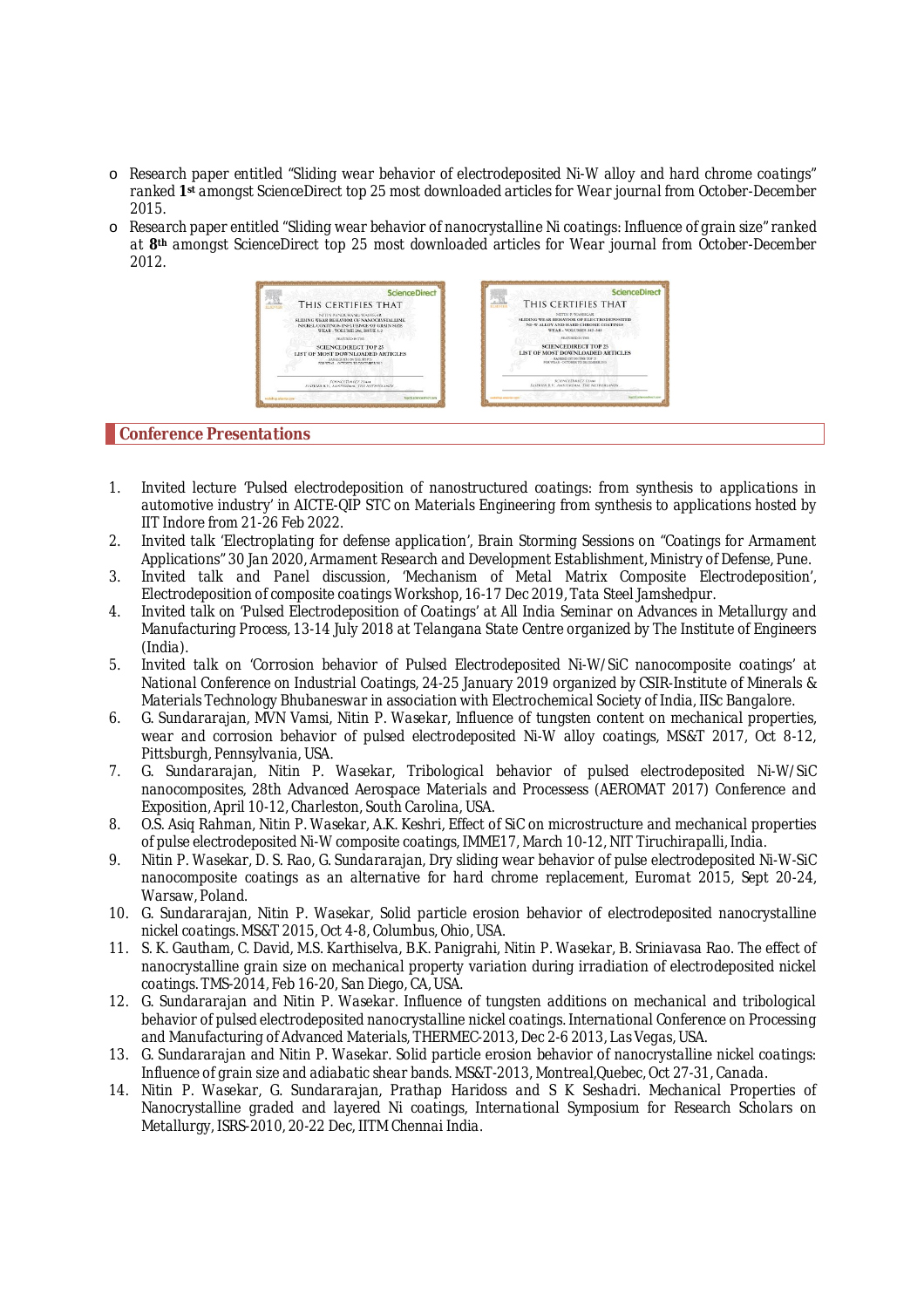- Research paper entitled "Sliding wear behavior of electrodeposited Ni-W alloy and hard chrome coatings" ranked **1st** amongst ScienceDirect top 25 most downloaded articles for Wear journal from October-December 2015.
- Research paper entitled "Sliding wear behavior of nanocrystalline Ni coatings: Influence of grain size" ranked at **8th** amongst ScienceDirect top 25 most downloaded articles for Wear journal from October-December 2012.

## Conference Presentations

1. Invited lecture 'Pulsed electrodeposition of nanostructured coatings: from synthesis to applications in automotive industry' in AICTE-QIP STC on Materials Engineering from synthesis to applications hosted by IIT Indore from 21-26 Feb 2022.
2. Invited talk 'Electroplating for defense application', Brain Storming Sessions on "Coatings for Armament Applications" 30 Jan 2020, Armament Research and Development Establishment, Ministry of Defense, Pune.
3. Invited talk and Panel discussion, 'Mechanism of Metal Matrix Composite Electrodeposition', Electrodeposition of composite coatings Workshop, 16-17 Dec 2019, Tata Steel Jamshedpur.
4. Invited talk on 'Pulsed Electrodeposition of Coatings' at All India Seminar on Advances in Metallurgy and Manufacturing Process, 13-14 July 2018 at Telangana State Centre organized by The Institute of Engineers (India).
5. Invited talk on 'Corrosion behavior of Pulsed Electrodeposited Ni-W/SiC nanocomposite coatings' at National Conference on Industrial Coatings, 24-25 January 2019 organized by CSIR-Institute of Minerals & Materials Technology Bhubaneswar in association with Electrochemical Society of India, IISc Bangalore.
6. G. Sundararajan, MVN Vamsi, Nitin P. Wasekar, Influence of tungsten content on mechanical properties, wear and corrosion behavior of pulsed electrodeposited Ni-W alloy coatings, MS&T 2017, Oct 8-12, Pittsburgh, Pennsylvania, USA.
7. G. Sundararajan, Nitin P. Wasekar, Tribological behavior of pulsed electrodeposited Ni-W/SiC nanocomposites, 28th Advanced Aerospace Materials and Processess (AEROMAT 2017) Conference and Exposition, April 10-12, Charleston, South Carolina, USA.
8. O.S. Asiq Rahman, Nitin P. Wasekar, A.K. Keshri, Effect of SiC on microstructure and mechanical properties of pulse electrodeposited Ni-W composite coatings, IMME17, March 10-12, NIT Tiruchirapalli, India.
9. Nitin P. Wasekar, D. S. Rao, G. Sundararajan, Dry sliding wear behavior of pulse electrodeposited Ni-W-SiC nanocomposite coatings as an alternative for hard chrome replacement, Euromat 2015, Sept 20-24, Warsaw, Poland.
10. G. Sundararajan, Nitin P. Wasekar, Solid particle erosion behavior of electrodeposited nanocrystalline nickel coatings. MS&T 2015, Oct 4-8, Columbus, Ohio, USA.
11. S. K. Gautham, C. David, M.S. Karthiselva, B.K. Panigrahi, Nitin P. Wasekar, B. Sriniavasa Rao. The effect of nanocrystalline grain size on mechanical property variation during irradiation of electrodeposited nickel coatings. TMS-2014, Feb 16-20, San Diego, CA, USA.
12. G. Sundararajan and Nitin P. Wasekar. Influence of tungsten additions on mechanical and tribological behavior of pulsed electrodeposited nanocrystalline nickel coatings. International Conference on Processing and Manufacturing of Advanced Materials, THERMEC-2013, Dec 2-6 2013, Las Vegas, USA.
13. G. Sundararajan and Nitin P. Wasekar. Solid particle erosion behavior of nanocrystalline nickel coatings: Influence of grain size and adiabatic shear bands. MS&T-2013, Montreal,Quebec, Oct 27-31, Canada.
14. Nitin P. Wasekar, G. Sundararajan, Prathap Haridoss and S K Seshadri. Mechanical Properties of Nanocrystalline graded and layered Ni coatings, International Symposium for Research Scholars on Metallurgy, ISRS-2010, 20-22 Dec, IITM Chennai India.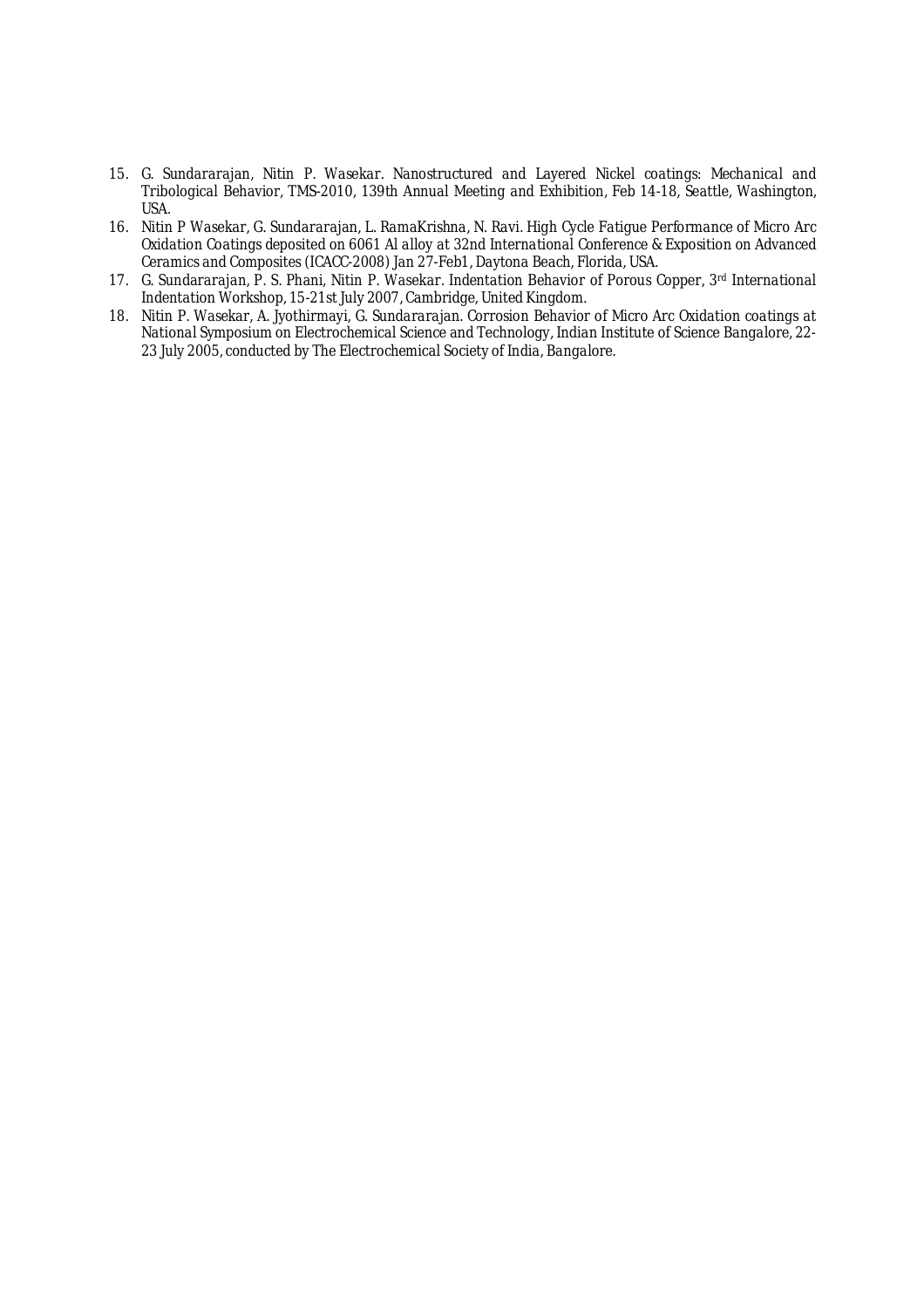15. G. Sundararajan, Nitin P. Wasekar. Nanostructured and Layered Nickel coatings: Mechanical and Tribological Behavior, TMS-2010, 139th Annual Meeting and Exhibition, Feb 14-18, Seattle, Washington, USA.
16. Nitin P Wasekar, G. Sundararajan, L. RamaKrishna, N. Ravi. High Cycle Fatigue Performance of Micro Arc Oxidation Coatings deposited on 6061 Al alloy at 32nd International Conference & Exposition on Advanced Ceramics and Composites (ICACC-2008) Jan 27-Feb1, Daytona Beach, Florida, USA.
17. G. Sundararajan, P. S. Phani, Nitin P. Wasekar. Indentation Behavior of Porous Copper, 3rd International Indentation Workshop, 15-21st July 2007, Cambridge, United Kingdom.
18. Nitin P. Wasekar, A. Jyothirmayi, G. Sundararajan. Corrosion Behavior of Micro Arc Oxidation coatings at National Symposium on Electrochemical Science and Technology, Indian Institute of Science Bangalore, 22-23 July 2005, conducted by The Electrochemical Society of India, Bangalore.